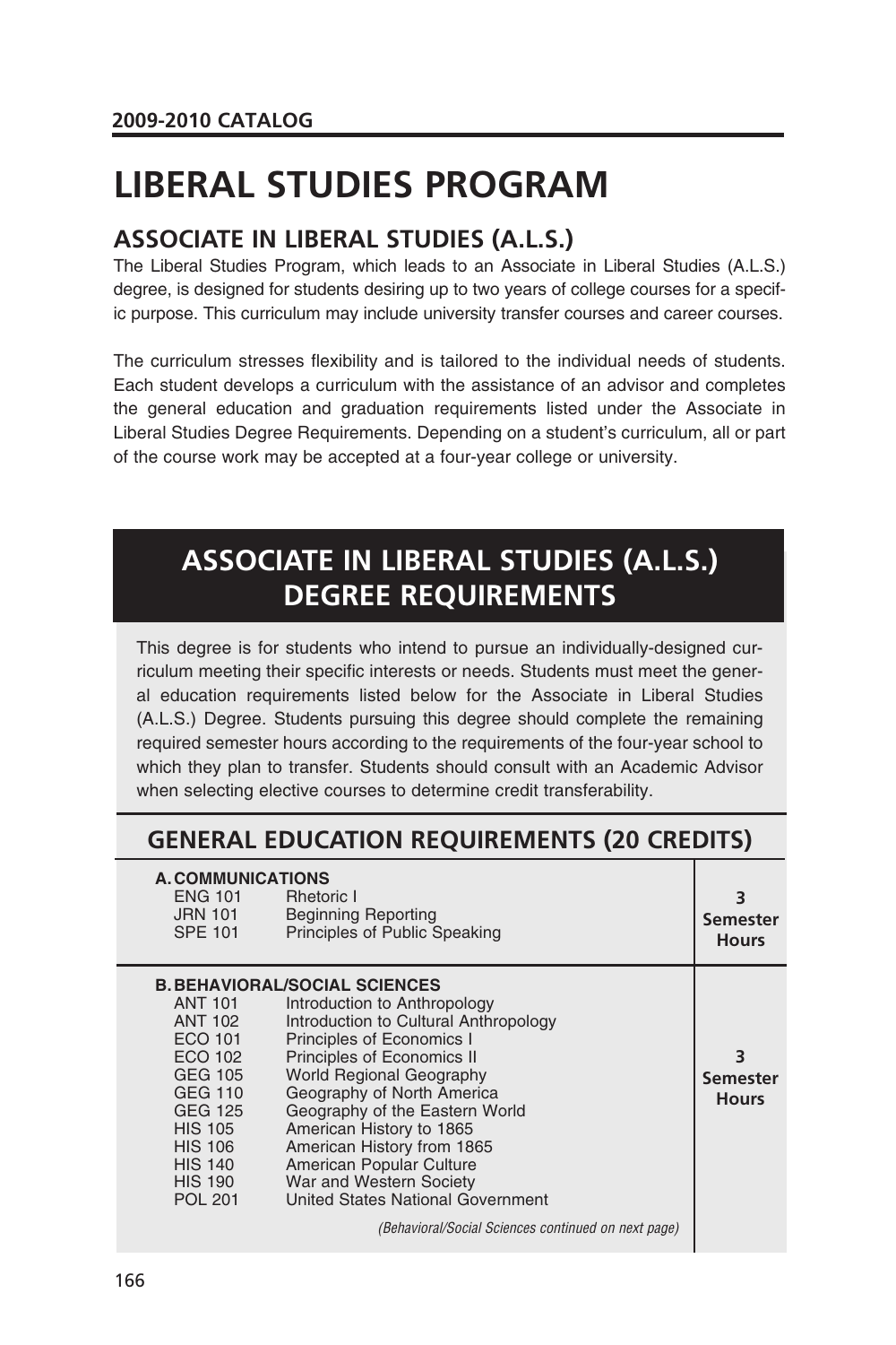2009-2010 CATALOG

# LIBERAL STUDIES PROGRAM

## ASSOCIATE IN LIBERAL STUDIES (A.L.S.)

The Liberal Studies Program, which leads to an Associate in Liberal Studies (A.L.S.) degree, is designed for students desiring up to two years of college courses for a specific purpose. This curriculum may include university transfer courses and career courses.

The curriculum stresses flexibility and is tailored to the individual needs of students. Each student develops a curriculum with the assistance of an advisor and completes the general education and graduation requirements listed under the Associate in Liberal Studies Degree Requirements. Depending on a student's curriculum, all or part of the course work may be accepted at a four-year college or university.

## ASSOCIATE IN LIBERAL STUDIES (A.L.S.) DEGREE REQUIREMENTS

This degree is for students who intend to pursue an individually-designed curriculum meeting their specific interests or needs. Students must meet the general education requirements listed below for the Associate in Liberal Studies (A.L.S.) Degree. Students pursuing this degree should complete the remaining required semester hours according to the requirements of the four-year school to which they plan to transfer. Students should consult with an Academic Advisor when selecting elective courses to determine credit transferability.

### GENERAL EDUCATION REQUIREMENTS (20 CREDITS)

| Course | Title | Hours |
|---|---|---|
| **A. COMMUNICATIONS** | | **3 Semester Hours** |
| ENG 101 | Rhetoric I | |
| JRN 101 | Beginning Reporting | |
| SPE 101 | Principles of Public Speaking | |
| **B. BEHAVIORAL/SOCIAL SCIENCES** | | **3 Semester Hours** |
| ANT 101 | Introduction to Anthropology | |
| ANT 102 | Introduction to Cultural Anthropology | |
| ECO 101 | Principles of Economics I | |
| ECO 102 | Principles of Economics II | |
| GEG 105 | World Regional Geography | |
| GEG 110 | Geography of North America | |
| GEG 125 | Geography of the Eastern World | |
| HIS 105 | American History to 1865 | |
| HIS 106 | American History from 1865 | |
| HIS 140 | American Popular Culture | |
| HIS 190 | War and Western Society | |
| POL 201 | United States National Government | |

*(Behavioral/Social Sciences continued on next page)*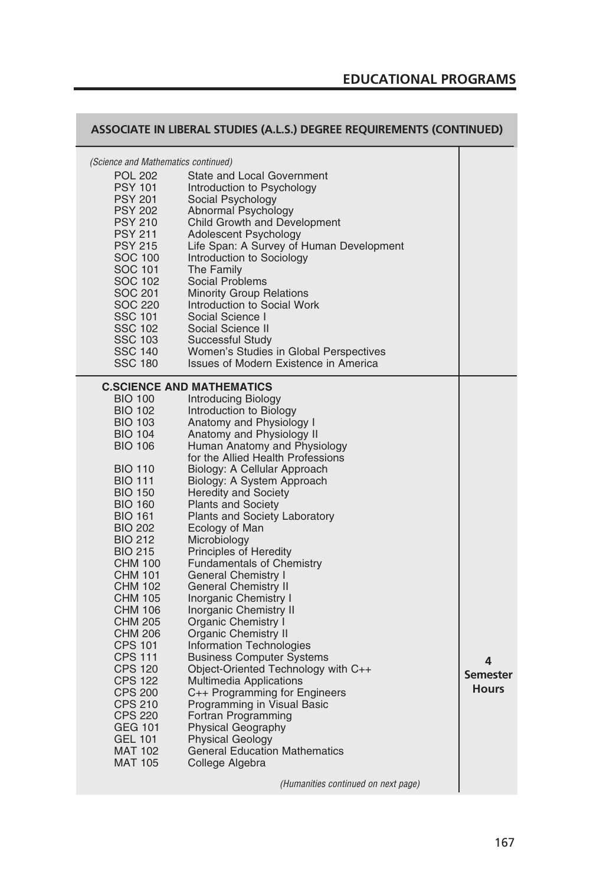## ASSOCIATE IN LIBERAL STUDIES (A.L.S.) DEGREE REQUIREMENTS (CONTINUED)

| Course | | Semester Hours |
|---|---|---|
| *(Science and Mathematics continued)* | | |
| POL 202 | State and Local Government | |
| PSY 101 | Introduction to Psychology | |
| PSY 201 | Social Psychology | |
| PSY 202 | Abnormal Psychology | |
| PSY 210 | Child Growth and Development | |
| PSY 211 | Adolescent Psychology | |
| PSY 215 | Life Span: A Survey of Human Development | |
| SOC 100 | Introduction to Sociology | |
| SOC 101 | The Family | |
| SOC 102 | Social Problems | |
| SOC 201 | Minority Group Relations | |
| SOC 220 | Introduction to Social Work | |
| SSC 101 | Social Science I | |
| SSC 102 | Social Science II | |
| SSC 103 | Successful Study | |
| SSC 140 | Women's Studies in Global Perspectives | |
| SSC 180 | Issues of Modern Existence in America | |
| **C.SCIENCE AND MATHEMATICS** | | **4 Semester Hours** |
| BIO 100 | Introducing Biology | |
| BIO 102 | Introduction to Biology | |
| BIO 103 | Anatomy and Physiology I | |
| BIO 104 | Anatomy and Physiology II | |
| BIO 106 | Human Anatomy and Physiology for the Allied Health Professions | |
| BIO 110 | Biology: A Cellular Approach | |
| BIO 111 | Biology: A System Approach | |
| BIO 150 | Heredity and Society | |
| BIO 160 | Plants and Society | |
| BIO 161 | Plants and Society Laboratory | |
| BIO 202 | Ecology of Man | |
| BIO 212 | Microbiology | |
| BIO 215 | Principles of Heredity | |
| CHM 100 | Fundamentals of Chemistry | |
| CHM 101 | General Chemistry I | |
| CHM 102 | General Chemistry II | |
| CHM 105 | Inorganic Chemistry I | |
| CHM 106 | Inorganic Chemistry II | |
| CHM 205 | Organic Chemistry I | |
| CHM 206 | Organic Chemistry II | |
| CPS 101 | Information Technologies | |
| CPS 111 | Business Computer Systems | |
| CPS 120 | Object-Oriented Technology with C++ | |
| CPS 122 | Multimedia Applications | |
| CPS 200 | C++ Programming for Engineers | |
| CPS 210 | Programming in Visual Basic | |
| CPS 220 | Fortran Programming | |
| GEG 101 | Physical Geography | |
| GEL 101 | Physical Geology | |
| MAT 102 | General Education Mathematics | |
| MAT 105 | College Algebra | |
| | *(Humanities continued on next page)* | |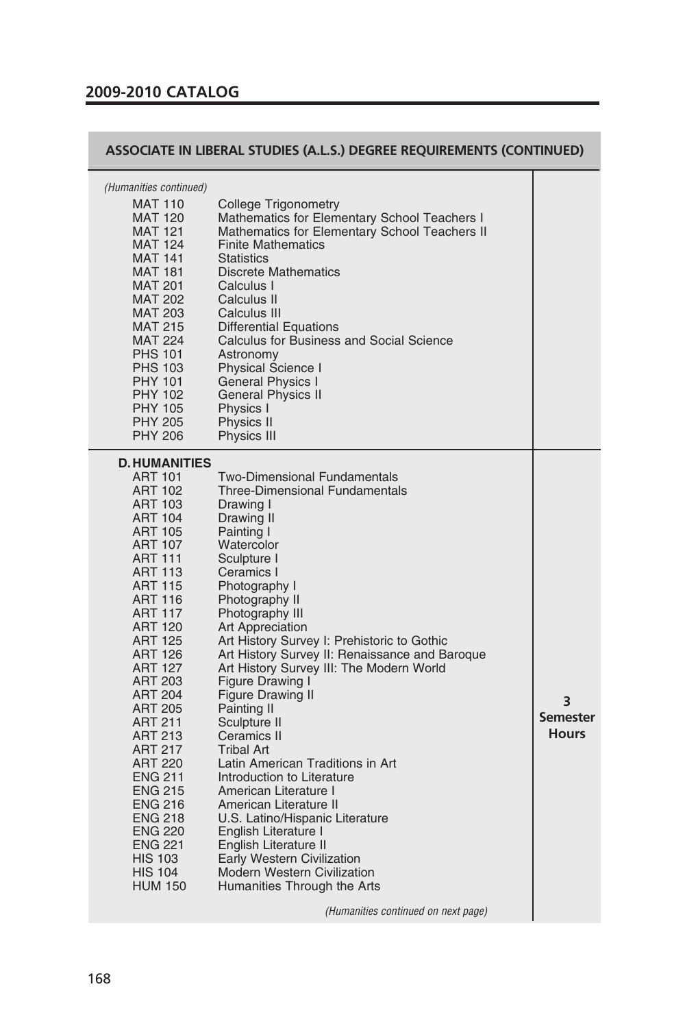**ASSOCIATE IN LIBERAL STUDIES (A.L.S.) DEGREE REQUIREMENTS (CONTINUED)**

| Course | Title | Hours |
|---|---|---|
| *(Humanities continued)* | | |
| MAT 110 | College Trigonometry | |
| MAT 120 | Mathematics for Elementary School Teachers I | |
| MAT 121 | Mathematics for Elementary School Teachers II | |
| MAT 124 | Finite Mathematics | |
| MAT 141 | Statistics | |
| MAT 181 | Discrete Mathematics | |
| MAT 201 | Calculus I | |
| MAT 202 | Calculus II | |
| MAT 203 | Calculus III | |
| MAT 215 | Differential Equations | |
| MAT 224 | Calculus for Business and Social Science | |
| PHS 101 | Astronomy | |
| PHS 103 | Physical Science I | |
| PHY 101 | General Physics I | |
| PHY 102 | General Physics II | |
| PHY 105 | Physics I | |
| PHY 205 | Physics II | |
| PHY 206 | Physics III | |
| **D. HUMANITIES** | | **3 Semester Hours** |
| ART 101 | Two-Dimensional Fundamentals | |
| ART 102 | Three-Dimensional Fundamentals | |
| ART 103 | Drawing I | |
| ART 104 | Drawing II | |
| ART 105 | Painting I | |
| ART 107 | Watercolor | |
| ART 111 | Sculpture I | |
| ART 113 | Ceramics I | |
| ART 115 | Photography I | |
| ART 116 | Photography II | |
| ART 117 | Photography III | |
| ART 120 | Art Appreciation | |
| ART 125 | Art History Survey I: Prehistoric to Gothic | |
| ART 126 | Art History Survey II: Renaissance and Baroque | |
| ART 127 | Art History Survey III: The Modern World | |
| ART 203 | Figure Drawing I | |
| ART 204 | Figure Drawing II | |
| ART 205 | Painting II | |
| ART 211 | Sculpture II | |
| ART 213 | Ceramics II | |
| ART 217 | Tribal Art | |
| ART 220 | Latin American Traditions in Art | |
| ENG 211 | Introduction to Literature | |
| ENG 215 | American Literature I | |
| ENG 216 | American Literature II | |
| ENG 218 | U.S. Latino/Hispanic Literature | |
| ENG 220 | English Literature I | |
| ENG 221 | English Literature II | |
| HIS 103 | Early Western Civilization | |
| HIS 104 | Modern Western Civilization | |
| HUM 150 | Humanities Through the Arts | |
| | *(Humanities continued on next page)* | |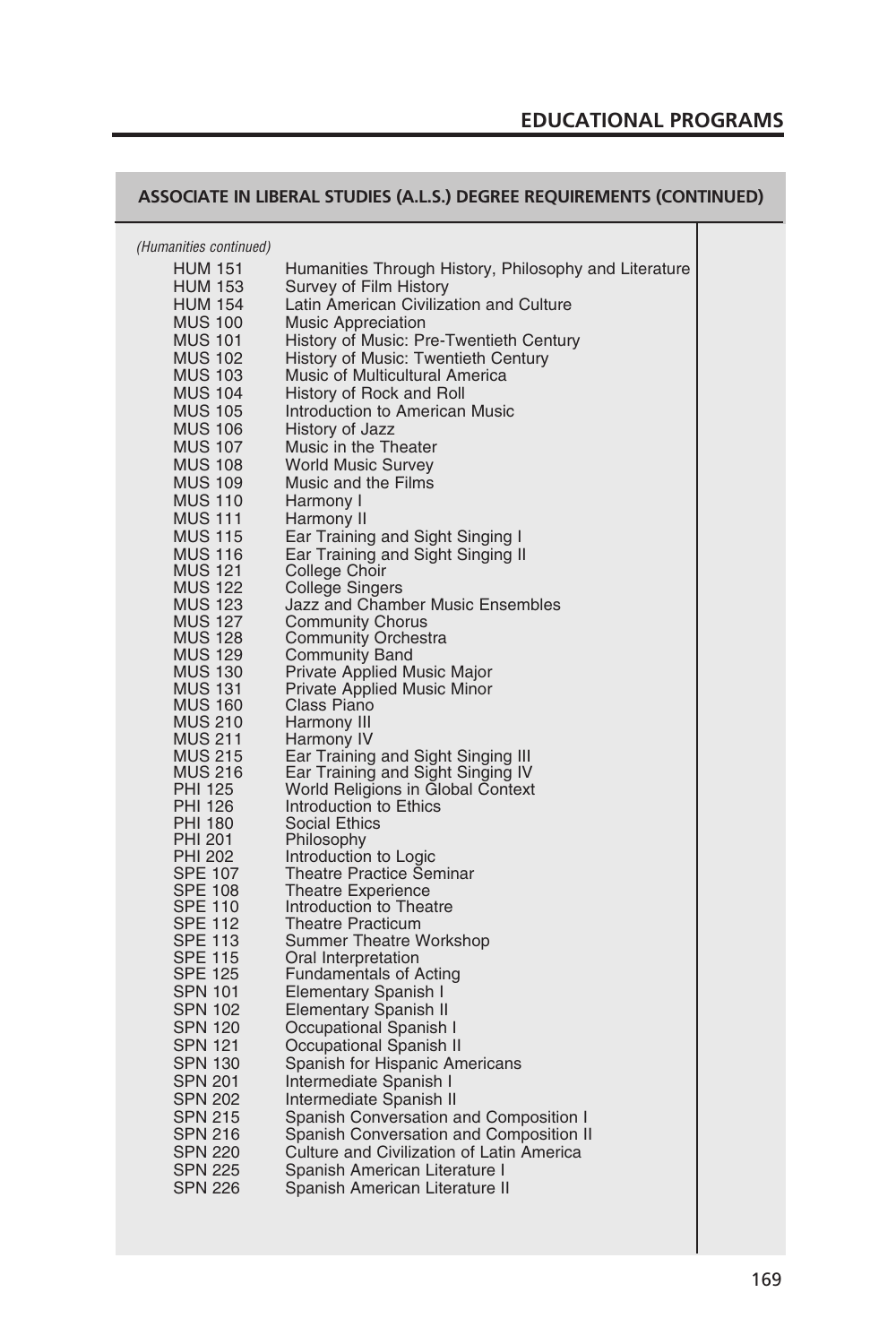## ASSOCIATE IN LIBERAL STUDIES (A.L.S.) DEGREE REQUIREMENTS (CONTINUED)

*(Humanities continued)*

| | |
|---|---|
| HUM 151 | Humanities Through History, Philosophy and Literature |
| HUM 153 | Survey of Film History |
| HUM 154 | Latin American Civilization and Culture |
| MUS 100 | Music Appreciation |
| MUS 101 | History of Music: Pre-Twentieth Century |
| MUS 102 | History of Music: Twentieth Century |
| MUS 103 | Music of Multicultural America |
| MUS 104 | History of Rock and Roll |
| MUS 105 | Introduction to American Music |
| MUS 106 | History of Jazz |
| MUS 107 | Music in the Theater |
| MUS 108 | World Music Survey |
| MUS 109 | Music and the Films |
| MUS 110 | Harmony I |
| MUS 111 | Harmony II |
| MUS 115 | Ear Training and Sight Singing I |
| MUS 116 | Ear Training and Sight Singing II |
| MUS 121 | College Choir |
| MUS 122 | College Singers |
| MUS 123 | Jazz and Chamber Music Ensembles |
| MUS 127 | Community Chorus |
| MUS 128 | Community Orchestra |
| MUS 129 | Community Band |
| MUS 130 | Private Applied Music Major |
| MUS 131 | Private Applied Music Minor |
| MUS 160 | Class Piano |
| MUS 210 | Harmony III |
| MUS 211 | Harmony IV |
| MUS 215 | Ear Training and Sight Singing III |
| MUS 216 | Ear Training and Sight Singing IV |
| PHI 125 | World Religions in Global Context |
| PHI 126 | Introduction to Ethics |
| PHI 180 | Social Ethics |
| PHI 201 | Philosophy |
| PHI 202 | Introduction to Logic |
| SPE 107 | Theatre Practice Seminar |
| SPE 108 | Theatre Experience |
| SPE 110 | Introduction to Theatre |
| SPE 112 | Theatre Practicum |
| SPE 113 | Summer Theatre Workshop |
| SPE 115 | Oral Interpretation |
| SPE 125 | Fundamentals of Acting |
| SPN 101 | Elementary Spanish I |
| SPN 102 | Elementary Spanish II |
| SPN 120 | Occupational Spanish I |
| SPN 121 | Occupational Spanish II |
| SPN 130 | Spanish for Hispanic Americans |
| SPN 201 | Intermediate Spanish I |
| SPN 202 | Intermediate Spanish II |
| SPN 215 | Spanish Conversation and Composition I |
| SPN 216 | Spanish Conversation and Composition II |
| SPN 220 | Culture and Civilization of Latin America |
| SPN 225 | Spanish American Literature I |
| SPN 226 | Spanish American Literature II |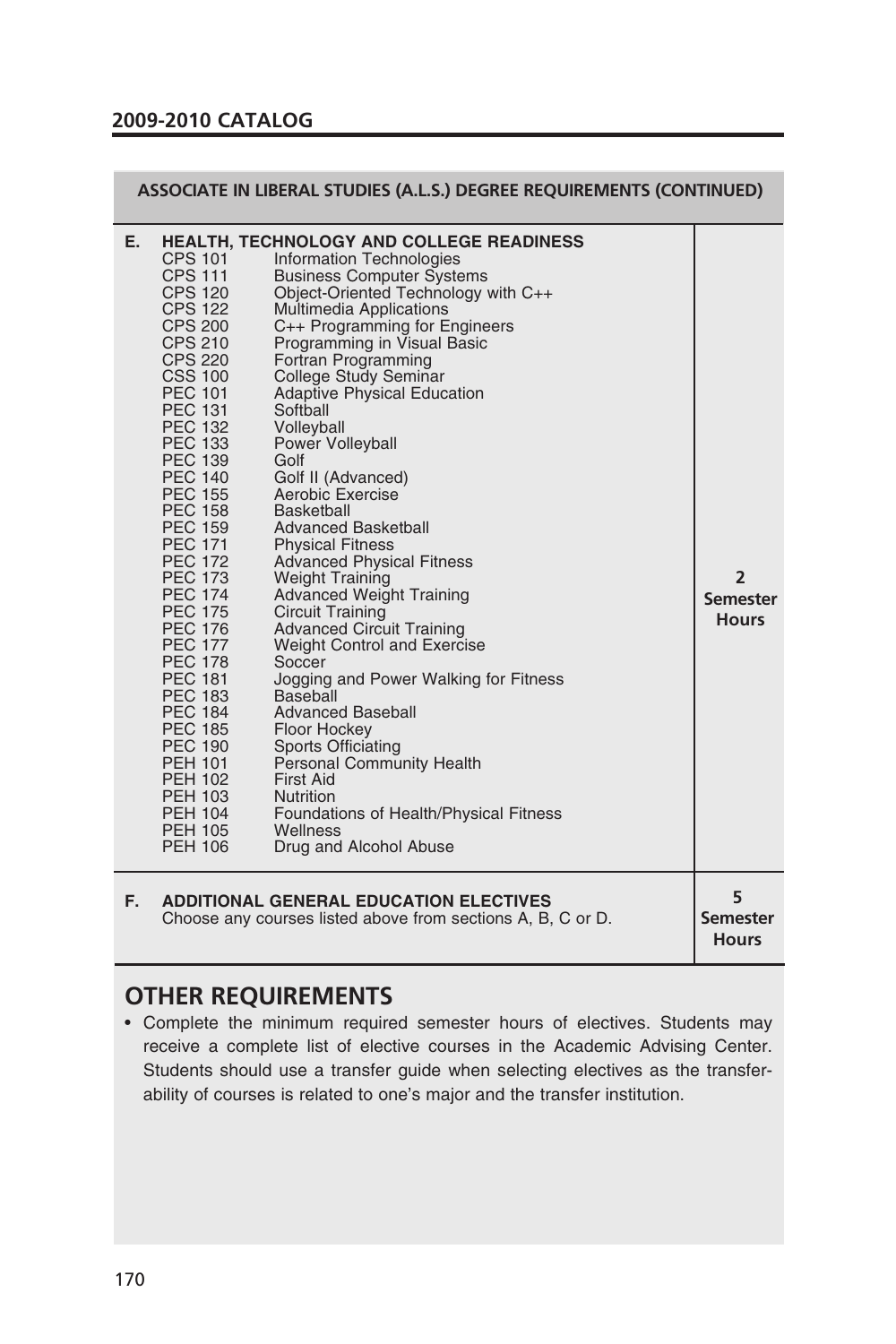| ASSOCIATE IN LIBERAL STUDIES (A.L.S.) DEGREE REQUIREMENTS (CONTINUED) | |
|---|---|
| **E. HEALTH, TECHNOLOGY AND COLLEGE READINESS**<br>CPS 101 Information Technologies<br>CPS 111 Business Computer Systems<br>CPS 120 Object-Oriented Technology with C++<br>CPS 122 Multimedia Applications<br>CPS 200 C++ Programming for Engineers<br>CPS 210 Programming in Visual Basic<br>CPS 220 Fortran Programming<br>CSS 100 College Study Seminar<br>PEC 101 Adaptive Physical Education<br>PEC 131 Softball<br>PEC 132 Volleyball<br>PEC 133 Power Volleyball<br>PEC 139 Golf<br>PEC 140 Golf II (Advanced)<br>PEC 155 Aerobic Exercise<br>PEC 158 Basketball<br>PEC 159 Advanced Basketball<br>PEC 171 Physical Fitness<br>PEC 172 Advanced Physical Fitness<br>PEC 173 Weight Training<br>PEC 174 Advanced Weight Training<br>PEC 175 Circuit Training<br>PEC 176 Advanced Circuit Training<br>PEC 177 Weight Control and Exercise<br>PEC 178 Soccer<br>PEC 181 Jogging and Power Walking for Fitness<br>PEC 183 Baseball<br>PEC 184 Advanced Baseball<br>PEC 185 Floor Hockey<br>PEC 190 Sports Officiating<br>PEH 101 Personal Community Health<br>PEH 102 First Aid<br>PEH 103 Nutrition<br>PEH 104 Foundations of Health/Physical Fitness<br>PEH 105 Wellness<br>PEH 106 Drug and Alcohol Abuse | **2 Semester Hours** |
| **F. ADDITIONAL GENERAL EDUCATION ELECTIVES**<br>Choose any courses listed above from sections A, B, C or D. | **5 Semester Hours** |

## OTHER REQUIREMENTS

- Complete the minimum required semester hours of electives. Students may receive a complete list of elective courses in the Academic Advising Center. Students should use a transfer guide when selecting electives as the transferability of courses is related to one's major and the transfer institution.